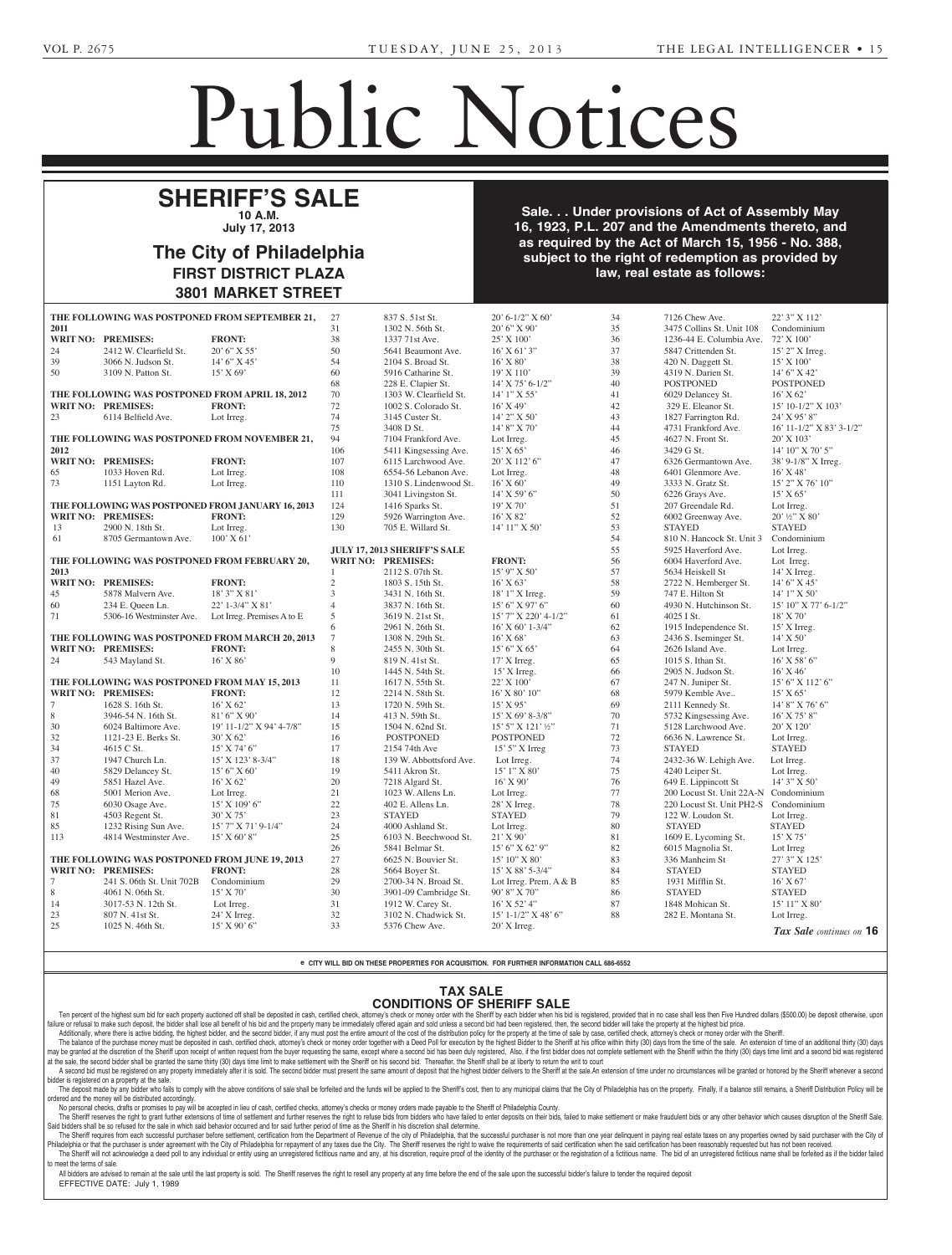# Public Notices

## SHERIFF'S SALE

**10 A.M.**
**July 17, 2013**

## The City of Philadelphia

**FIRST DISTRICT PLAZA**
**3801 MARKET STREET**

**Sale. . . Under provisions of Act of Assembly May 16, 1923, P.L. 207 and the Amendments thereto, and as required by the Act of March 15, 1956 - No. 388, subject to the right of redemption as provided by law, real estate as follows:**

**THE FOLLOWING WAS POSTPONED FROM SEPTEMBER 21, 2011**

| WRIT NO: | PREMISES: | FRONT: |
|---|---|---|
| 24 | 2412 W. Clearfield St. | 20' 6" X 55' |
| 39 | 3066 N. Judson St. | 14' 6" X 45' |
| 50 | 3109 N. Patton St. | 15' X 69' |

**THE FOLLOWING WAS POSTPONED FROM APRIL 18, 2012**

| WRIT NO: | PREMISES: | FRONT: |
|---|---|---|
| 23 | 6114 Belfield Ave. | Lot Irreg. |

**THE FOLLOWING WAS POSTPONED FROM NOVEMBER 21, 2012**

| WRIT NO: | PREMISES: | FRONT: |
|---|---|---|
| 65 | 1033 Hoven Rd. | Lot Irreg. |
| 73 | 1151 Layton Rd. | Lot Irreg. |

**THE FOLLOWING WAS POSTPONED FROM JANUARY 16, 2013**

| WRIT NO: | PREMISES: | FRONT: |
|---|---|---|
| 13 | 2900 N. 18th St. | Lot Irreg. |
| 61 | 8705 Germantown Ave. | 100' X 61' |

**THE FOLLOWING WAS POSTPONED FROM FEBRUARY 20, 2013**

| WRIT NO: | PREMISES: | FRONT: |
|---|---|---|
| 45 | 5878 Malvern Ave. | 18' 3" X 81' |
| 60 | 234 E. Queen Ln. | 22' 1-3/4" X 81' |
| 71 | 5306-16 Westminster Ave. | Lot Irreg. Premises A to E |

**THE FOLLOWING WAS POSTPONED FROM MARCH 20, 2013**

| WRIT NO: | PREMISES: | FRONT: |
|---|---|---|
| 24 | 543 Mayland St. | 16' X 86' |

**THE FOLLOWING WAS POSTPONED FROM MAY 15, 2013**

| WRIT NO: | PREMISES: | FRONT: |
|---|---|---|
| 7 | 1628 S. 16th St. | 16' X 62' |
| 8 | 3946-54 N. 16th St. | 81' 6" X 90' |
| 30 | 6024 Baltimore Ave. | 19' 11-1/2" X 94' 4-7/8" |
| 32 | 1121-23 E. Berks St. | 30' X 62' |
| 34 | 4615 C St. | 15' X 74' 6" |
| 37 | 1947 Church Ln. | 15' X 123' 8-3/4" |
| 40 | 5829 Delancey St. | 15' 6" X 60' |
| 49 | 5851 Hazel Ave. | 16' X 62' |
| 68 | 5001 Merion Ave. | Lot Irreg. |
| 75 | 6030 Osage Ave. | 15' X 109' 6" |
| 81 | 4503 Regent St. | 30' X 75' |
| 85 | 1232 Rising Sun Ave. | 15' 7" X 71' 9-1/4" |
| 113 | 4814 Westminster Ave. | 15' X 60' 8" |

**THE FOLLOWING WAS POSTPONED FROM JUNE 19, 2013**

| WRIT NO: | PREMISES: | FRONT: |
|---|---|---|
| 7 | 241 S. 06th St. Unit 702B | Condominium |
| 8 | 4061 N. 06th St. | 15' X 70' |
| 14 | 3017-53 N. 12th St. | Lot Irreg. |
| 23 | 807 N. 41st St. | 24' X Irreg. |
| 25 | 1025 N. 46th St. | 15' X 90' 6" |
| 27 | 837 S. 51st St. | 20' 6-1/2" X 60' |
| 31 | 1302 N. 56th St. | 20' 6" X 90' |
| 38 | 1337 71st Ave. | 25' X 100' |
| 50 | 5641 Beaumont Ave. | 16' X 61' 3" |
| 54 | 2104 S. Broad St. | 16' X 80' |
| 60 | 5916 Catharine St. | 19' X 110' |
| 68 | 228 E. Clapier St. | 14' X 75' 6-1/2" |
| 70 | 1303 W. Clearfield St. | 14' 1" X 55' |
| 72 | 1002 S. Colorado St. | 16' X 49' |
| 74 | 3145 Custer St. | 14' 2" X 50' |
| 75 | 3408 D St. | 14' 8" X 70' |
| 94 | 7104 Frankford Ave. | Lot Irreg. |
| 106 | 5411 Kingsessing Ave. | 15' X 65' |
| 107 | 6115 Larchwood Ave. | 20' X 112' 6" |
| 108 | 6554-56 Lebanon Ave. | Lot Irreg. |
| 110 | 1310 S. Lindenwood St. | 16' X 60' |
| 111 | 3041 Livingston St. | 14' X 59' 6" |
| 124 | 1416 Sparks St. | 19' X 70' |
| 129 | 5926 Warrington Ave. | 16' X 82' |
| 130 | 705 E. Willard St. | 14' 11" X 50' |

**JULY 17, 2013 SHERIFF'S SALE**

| WRIT NO: | PREMISES: | FRONT: |
|---|---|---|
| 1 | 2112 S. 07th St. | 15' 9" X 50' |
| 2 | 1803 S. 15th St. | 16' X 63' |
| 3 | 3431 N. 16th St. | 18' 1" X Irreg. |
| 4 | 3837 N. 16th St. | 15' 6" X 97' 6" |
| 5 | 3619 N. 21st St. | 15' 7" X 220' 4-1/2" |
| 6 | 2961 N. 26th St. | 16' X 60' 1-3/4" |
| 7 | 1308 N. 29th St. | 16' X 68' |
| 8 | 2455 N. 30th St. | 15' 6" X 65' |
| 9 | 819 N. 41st St. | 17' X Irreg. |
| 10 | 1445 N. 54th St. | 15' X Irreg. |
| 11 | 1617 N. 55th St. | 22' X 100' |
| 12 | 2214 N. 58th St. | 16' X 80' 10" |
| 13 | 1720 N. 59th St. | 15' X 95' |
| 14 | 413 N. 59th St. | 15' X 69' 8-3/8" |
| 15 | 1504 N. 62nd St. | 15' 5" X 121' ½" |
| 16 | POSTPONED | POSTPONED |
| 17 | 2154 74th Ave | 15' 5" X Irreg |
| 18 | 139 W. Abbottsford Ave. | Lot Irreg. |
| 19 | 5411 Akron St. | 15' 1" X 80' |
| 20 | 7218 Algard St. | 16' X 90' |
| 21 | 1023 W. Allens Ln. | Lot Irreg. |
| 22 | 402 E. Allens Ln. | 28' X Irreg. |
| 23 | STAYED | STAYED |
| 24 | 4000 Ashland St. | Lot Irreg. |
| 25 | 6103 N. Beechwood St. | 21' X 90' |
| 26 | 5841 Belmar St. | 15' 6" X 62' 9" |
| 27 | 6625 N. Bouvier St. | 15' 10" X 80' |
| 28 | 5664 Boyer St. | 15' X 88' 5-3/4" |
| 29 | 2700-34 N. Broad St. | Lot Irreg. Prem. A & B |
| 30 | 3901-09 Cambridge St. | 90' 8" X 70" |
| 31 | 1912 W. Carey St. | 16' X 52' 4" |
| 32 | 3102 N. Chadwick St. | 15' 1-1/2" X 48' 6" |
| 33 | 5376 Chew Ave. | 20' X Irreg. |
| 34 | 7126 Chew Ave. | 22' 3" X 112' |
| 35 | 3475 Collins St. Unit 108 | Condominium |
| 36 | 1236-44 E. Columbia Ave. | 72' X 100' |
| 37 | 5847 Crittenden St. | 15' 2" X Irreg. |
| 38 | 420 N. Daggett St. | 15' X 100' |
| 39 | 4319 N. Darien St. | 14' 6" X 42' |
| 40 | POSTPONED | POSTPONED |
| 41 | 6029 Delancey St. | 16' X 62' |
| 42 | 329 E. Eleanor St. | 15' 10-1/2" X 103' |
| 43 | 1827 Farrington Rd. | 24' X 95' 8" |
| 44 | 4731 Frankford Ave. | 16' 11-1/2" X 83' 3-1/2" |
| 45 | 4627 N. Front St. | 20' X 103' |
| 46 | 3429 G St. | 14' 10" X 70' 5" |
| 47 | 6326 Germantown Ave. | 38' 9-1/8" X Irreg. |
| 48 | 6401 Glenmore Ave. | 16' X 48' |
| 49 | 3333 N. Gratz St. | 15' 2" X 76' 10" |
| 50 | 6226 Grays Ave. | 15' X 65' |
| 51 | 207 Greendale Rd. | Lot Irreg. |
| 52 | 6002 Greenway Ave. | 20' ½" X 80' |
| 53 | STAYED | STAYED |
| 54 | 810 N. Hancock St. Unit 3 | Condominium |
| 55 | 5925 Haverford Ave. | Lot Irreg. |
| 56 | 6004 Haverford Ave. | Lot Irreg. |
| 57 | 5634 Heiskell St | 14' X Irreg. |
| 58 | 2722 N. Hemberger St. | 14' 6" X 45' |
| 59 | 747 E. Hilton St | 14' 1" X 50' |
| 60 | 4930 N. Hutchinson St. | 15' 10" X 77' 6-1/2" |
| 61 | 4025 I St. | 18' X 70' |
| 62 | 1915 Independence St. | 15' X Irreg. |
| 63 | 2436 S. Iseminger St. | 14' X 50' |
| 64 | 2626 Island Ave. | Lot Irreg. |
| 65 | 1015 S. Ithan St. | 16' X 58' 6" |
| 66 | 2905 N. Judson St. | 16' X 46' |
| 67 | 247 N. Juniper St. | 15' 6" X 112' 6" |
| 68 | 5979 Kemble Ave.. | 15' X 65' |
| 69 | 2111 Kennedy St. | 14' 8" X 76' 6" |
| 70 | 5732 Kingsessing Ave. | 16' X 75' 8" |
| 71 | 5128 Larchwood Ave. | 20' X 120' |
| 72 | 6636 N. Lawrence St. | Lot Irreg. |
| 73 | STAYED | STAYED |
| 74 | 2432-36 W. Lehigh Ave. | Lot Irreg. |
| 75 | 4240 Leiper St. | Lot Irreg. |
| 76 | 649 E. Lippincott St | 14' 3" X 50' |
| 77 | 200 Locust St. Unit 22A-N | Condominium |
| 78 | 220 Locust St. Unit PH2-S | Condominium |
| 79 | 122 W. Loudon St. | Lot Irreg. |
| 80 | STAYED | STAYED |
| 81 | 1609 E. Lycoming St. | 15' X 75' |
| 82 | 6015 Magnolia St. | Lot Irreg |
| 83 | 336 Manheim St | 27' 3" X 125' |
| 84 | STAYED | STAYED |
| 85 | 1931 Mifflin St. | 16' X 67' |
| 86 | STAYED | STAYED |
| 87 | 1848 Mohican St. | 15' 11" X 80' |
| 88 | 282 E. Montana St. | Lot Irreg. |

*Tax Sale continues on* **16**

**e CITY WILL BID ON THESE PROPERTIES FOR ACQUISITION. FOR FURTHER INFORMATION CALL 686-6552**

## TAX SALE
## CONDITIONS OF SHERIFF SALE

Ten percent of the highest sum bid for each property auctioned off shall be deposited in cash, certified check, attorney's check or money order with the Sheriff by each bidder when his bid is registered, provided that in no case shall less then Five Hundred dollars ($500.00) be deposit otherwise, upon failure or refusal to make such deposit, the bidder shall lose all benefit of his bid and the property may be immediately offered again and sold unless a second bid had been registered, then, the second bidder will take the property at the highest bid price.

Additionally, where there is active bidding, the highest bidder, and the second bidder, if any must post the entire amount of the cost of the distribution policy for the property at the time of sale by case, certified check, attorney's check or money order with the Sheriff.

The balance of the purchase money must be deposited in cash, certified check, attorney's check or money order together with a Deed Poll for execution by the highest Bidder to the Sheriff at his office within thirty (30) days from the time of the sale. An extension of time of an additional thirty (30) days may be granted at the discretion of the Sheriff upon receipt of written request from the buyer requesting the same, except where a second bid has been duly registered, Also, if the first bidder does not complete settlement with the Sheriff within the thirty (30) days time limit and a second bid was registered at the sale, the second bidder shall be granted the same thirty (30) days time limit to make settlement with the Sheriff on his second bid. Thereafter, the Sheriff shall be at liberty to return the writ to court

A second bid must be registered on any property immediately after it is sold. The second bidder must present the same amount of deposit that the highest bidder delivers to the Sheriff at the sale.An extension of time under no circumstances will be granted or honored by the Sheriff whenever a second bidder is registered on a property at the sale.

The deposit made by any bidder who fails to comply with the above conditions of sale shall be forfeited and the funds will be applied to the Sheriff's cost, then to any municipal claims that the City of Philadelphia has on the property. Finally, if a balance still remains, a Sheriff Distribution Policy will be ordered and the money will be distributed accordingly.

No personal checks, drafts or promises to pay will be accepted in lieu of cash, certified checks, attorney's checks or money orders made payable to the Sheriff of Philadelphia County.

The Sheriff reserves the right to grant further extensions of time of settlement and further reserves the right to refuse bids from bidders who have failed to enter deposits on their bids, failed to make settlement or make fraudulent bids or any other behavior which causes disruption of the Sheriff Sale. Said bidders shall be so refused for the sale in which said behavior occurred and for said further period of time as the Sheriff in his discretion shall determine.

The Sheriff requires from each successful purchaser before settlement, certification from the Department of Revenue of the city of Philadelphia, that the successful purchaser is not more than one year delinquent in paying real estate taxes on any properties owned by said purchaser with the City of Philadelphia or that the purchaser is under agreement with the City of Philadelphia for repayment of any taxes due the City. The Sheriff reserves the right to waive the requirements of said certification when the said certification has been reasonably requested but has not been received.

The Sheriff will not acknowledge a deed poll to any individual or entity using an unregistered fictitious name and any, at his discretion, require proof of the identity of the purchaser or the registration of a fictitious name. The bid of an unregistered fictitious name shall be forfeited as if the bidder failed to meet the terms of sale.

All bidders are advised to remain at the sale until the last property is sold. The Sheriff reserves the right to resell any property at any time before the end of the sale upon the successful bidder's failure to tender the required deposit

EFFECTIVE DATE: July 1, 1989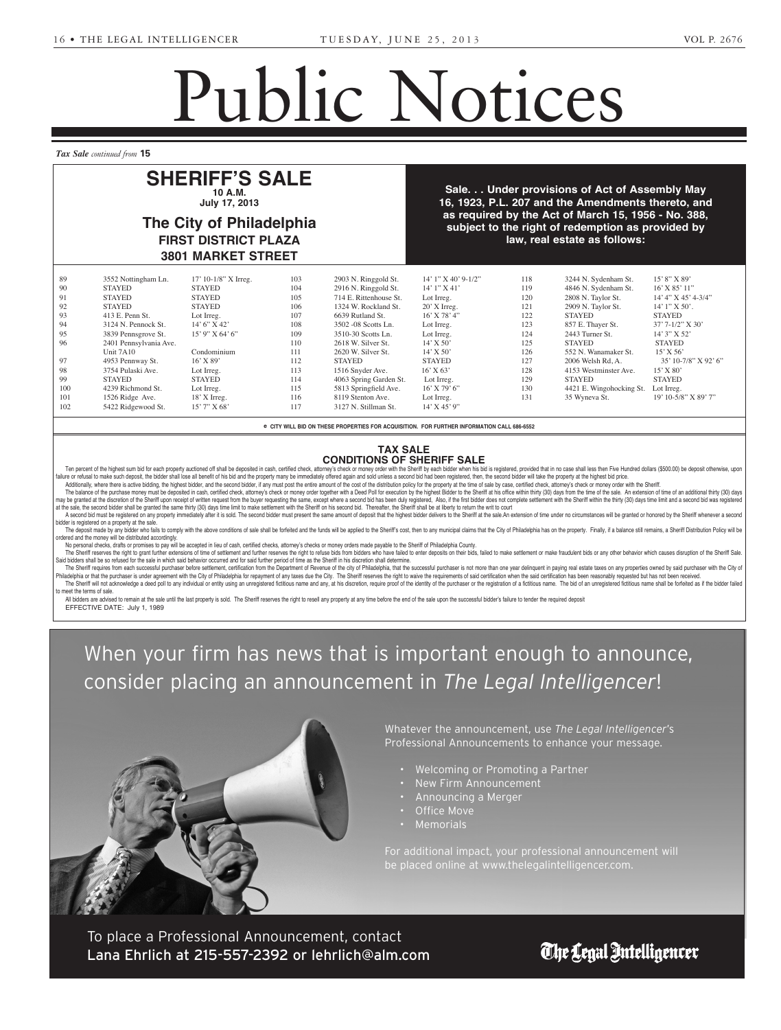# Public Notices

*Tax Sale continued from* **15**

## SHERIFF'S SALE

**10 A.M.**
**July 17, 2013**

### The City of Philadelphia

**FIRST DISTRICT PLAZA**
**3801 MARKET STREET**

**Sale. . . Under provisions of Act of Assembly May 16, 1923, P.L. 207 and the Amendments thereto, and as required by the Act of March 15, 1956 - No. 388, subject to the right of redemption as provided by law, real estate as follows:**

| | | |
|---|---|---|
| 89 | 3552 Nottingham Ln. | 17' 10-1/8" X Irreg. |
| 90 | STAYED | STAYED |
| 91 | STAYED | STAYED |
| 92 | STAYED | STAYED |
| 93 | 413 E. Penn St. | Lot Irreg. |
| 94 | 3124 N. Pennock St. | 14' 6" X 42' |
| 95 | 3839 Pennsgrove St. | 15' 9" X 64' 6" |
| 96 | 2401 Pennsylvania Ave. Unit 7A10 | Condominium |
| 97 | 4953 Pennway St. | 16' X 89' |
| 98 | 3754 Pulaski Ave. | Lot Irreg. |
| 99 | STAYED | STAYED |
| 100 | 4239 Richmond St. | Lot Irreg. |
| 101 | 1526 Ridge Ave. | 18' X Irreg. |
| 102 | 5422 Ridgewood St. | 15' 7" X 68' |
| 103 | 2903 N. Ringgold St. | 14' 1" X 40' 9-1/2" |
| 104 | 2916 N. Ringgold St. | 14' 1" X 41' |
| 105 | 714 E. Rittenhouse St. | Lot Irreg. |
| 106 | 1324 W. Rockland St. | 20' X Irreg. |
| 107 | 6639 Rutland St. | 16' X 78' 4" |
| 108 | 3502 -08 Scotts Ln. | Lot Irreg. |
| 109 | 3510-30 Scotts Ln. | Lot Irreg. |
| 110 | 2618 W. Silver St. | 14' X 50' |
| 111 | 2620 W. Silver St. | 14' X 50' |
| 112 | STAYED | STAYED |
| 113 | 1516 Snyder Ave. | 16' X 63' |
| 114 | 4063 Spring Garden St. | Lot Irreg. |
| 115 | 5813 Springfield Ave. | 16' X 79' 6" |
| 116 | 8119 Stenton Ave. | Lot Irreg. |
| 117 | 3127 N. Stillman St. | 14' X 45' 9" |
| 118 | 3244 N. Sydenham St. | 15' 8" X 89' |
| 119 | 4846 N. Sydenham St. | 16' X 85' 11" |
| 120 | 2808 N. Taylor St. | 14' 4" X 45' 4-3/4" |
| 121 | 2909 N. Taylor St. | 14' 1" X 50'. |
| 122 | STAYED | STAYED |
| 123 | 857 E. Thayer St. | 37' 7-1/2" X 30' |
| 124 | 2443 Turner St. | 14' 3" X 52' |
| 125 | STAYED | STAYED |
| 126 | 552 N. Wanamaker St. | 15' X 56' |
| 127 | 2006 Welsh Rd, A. | 35' 10-7/8" X 92' 6" |
| 128 | 4153 Westminster Ave. | 15' X 80' |
| 129 | STAYED | STAYED |
| 130 | 4421 E. Wingohocking St. | Lot Irreg. |
| 131 | 35 Wyneva St. | 19' 10-5/8" X 89' 7" |

e CITY WILL BID ON THESE PROPERTIES FOR ACQUISITION. FOR FURTHER INFORMATION CALL 686-6552

### TAX SALE
### CONDITIONS OF SHERIFF SALE

Ten percent of the highest sum bid for each property auctioned off shall be deposited in cash, certified check, attorney's check or money order with the Sheriff by each bidder when his bid is registered, provided that in no case shall less then Five Hundred dollars ($500.00) be deposit otherwise, upon failure or refusal to make such deposit, the bidder shall lose all benefit of his bid and the property many be immediately offered again and sold unless a second bid had been registered, then, the second bidder will take the property at the highest bid price.

Additionally, where there is active bidding, the highest bidder, and the second bidder, if any must post the entire amount of the cost of the distribution policy for the property at the time of sale by case, certified check, attorney's check or money order with the Sheriff.

The balance of the purchase money must be deposited in cash, certified check, attorney's check or money order together with a Deed Poll for execution by the highest Bidder to the Sheriff at his office within thirty (30) days from the time of the sale. An extension of time of an additional thirty (30) days may be granted at the discretion of the Sheriff upon receipt of written request from the buyer requesting the same, except where a second bid has been duly registered, Also, if the first bidder does not complete settlement with the Sheriff within the thirty (30) days time limit and a second bid was registered at the sale, the second bidder shall be granted the same thirty (30) days time limit to make settlement with the Sheriff on his second bid. Thereafter, the Sheriff shall be at liberty to return the writ to court

A second bid must be registered on any property immediately after it is sold. The second bidder must present the same amount of deposit that the highest bidder delivers to the Sheriff at the sale.An extension of time under no circumstances will be granted or honored by the Sheriff whenever a second bidder is registered on a property at the sale.

The deposit made by any bidder who fails to comply with the above conditions of sale shall be forfeited and the funds will be applied to the Sheriff's cost, then to any municipal claims that the City of Philadelphia has on the property. Finally, if a balance still remains, a Sheriff Distribution Policy will be ordered and the money will be distributed accordingly.

No personal checks, drafts or promises to pay will be accepted in lieu of cash, certified checks, attorney's checks or money orders made payable to the Sheriff of Philadelphia County.

The Sheriff reserves the right to grant further extensions of time of settlement and further reserves the right to refuse bids from bidders who have failed to enter deposits on their bids, failed to make settlement or make fraudulent bids or any other behavior which causes disruption of the Sheriff Sale. Said bidders shall be so refused for the sale in which said behavior occurred and for said further period of time as the Sheriff in his discretion shall determine.

The Sheriff requires from each successful purchaser before settlement, certification from the Department of Revenue of the city of Philadelphia, that the successful purchaser is not more than one year delinquent in paying real estate taxes on any properties owned by said purchaser with the City of Philadelphia or that the purchaser is under agreement with the City of Philadelphia for repayment of any taxes due the City. The Sheriff reserves the right to waive the requirements of said certification when the said certification has been reasonably requested but has not been received.

The Sheriff will not acknowledge a deed poll to any individual or entity using an unregistered fictitious name and any, at his discretion, require proof of the identity of the purchaser or the registration of a fictitious name. The bid of an unregistered fictitious name shall be forfeited as if the bidder failed to meet the terms of sale.

All bidders are advised to remain at the sale until the last property is sold. The Sheriff reserves the right to resell any property at any time before the end of the sale upon the successful bidder's failure to tender the required deposit

EFFECTIVE DATE: July 1, 1989

When your firm has news that is important enough to announce, consider placing an announcement in *The Legal Intelligencer*!

Whatever the announcement, use *The Legal Intelligencer*'s Professional Announcements to enhance your message.

- Welcoming or Promoting a Partner
- New Firm Announcement
- Announcing a Merger
- Office Move
- Memorials

For additional impact, your professional announcement will be placed online at www.thelegalintelligencer.com.

To place a Professional Announcement, contact
Lana Ehrlich at 215-557-2392 or lehrlich@alm.com

The Legal Intelligencer